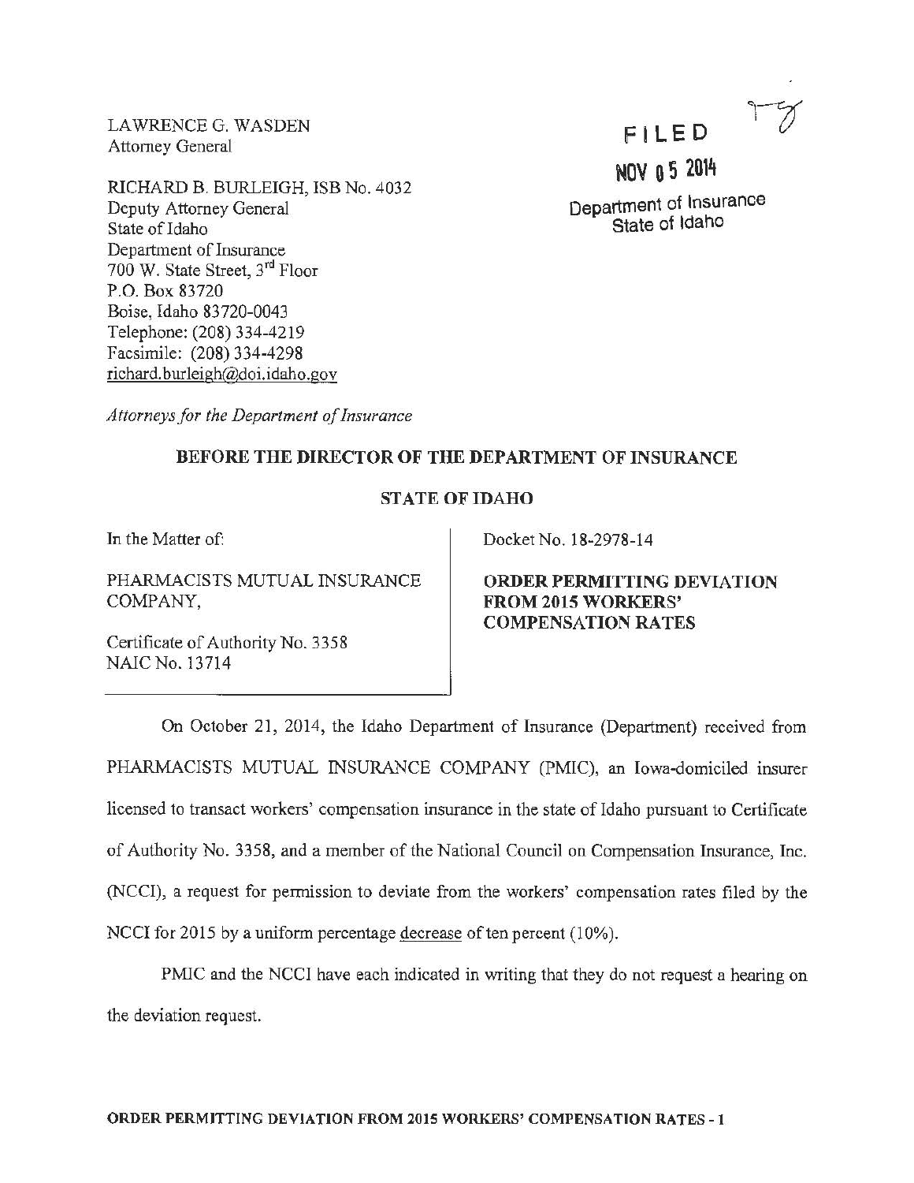LAWRENCE G. WASDEN
Attorney General

RICHARD B. BURLEIGH, ISB No. 4032
Deputy Attorney General
State of Idaho
Department of Insurance
700 W. State Street, 3rd Floor
P.O. Box 83720
Boise, Idaho 83720-0043
Telephone: (208) 334-4219
Facsimile: (208) 334-4298
richard.burleigh@doi.idaho.gov

*Attorneys for the Department of Insurance*

FILED

NOV 05 2014

Department of Insurance
State of Idaho

**BEFORE THE DIRECTOR OF THE DEPARTMENT OF INSURANCE**

**STATE OF IDAHO**

In the Matter of:

PHARMACISTS MUTUAL INSURANCE COMPANY,

Certificate of Authority No. 3358
NAIC No. 13714

Docket No. 18-2978-14

**ORDER PERMITTING DEVIATION FROM 2015 WORKERS' COMPENSATION RATES**

On October 21, 2014, the Idaho Department of Insurance (Department) received from PHARMACISTS MUTUAL INSURANCE COMPANY (PMIC), an Iowa-domiciled insurer licensed to transact workers' compensation insurance in the state of Idaho pursuant to Certificate of Authority No. 3358, and a member of the National Council on Compensation Insurance, Inc. (NCCI), a request for permission to deviate from the workers' compensation rates filed by the NCCI for 2015 by a uniform percentage decrease of ten percent (10%).

PMIC and the NCCI have each indicated in writing that they do not request a hearing on the deviation request.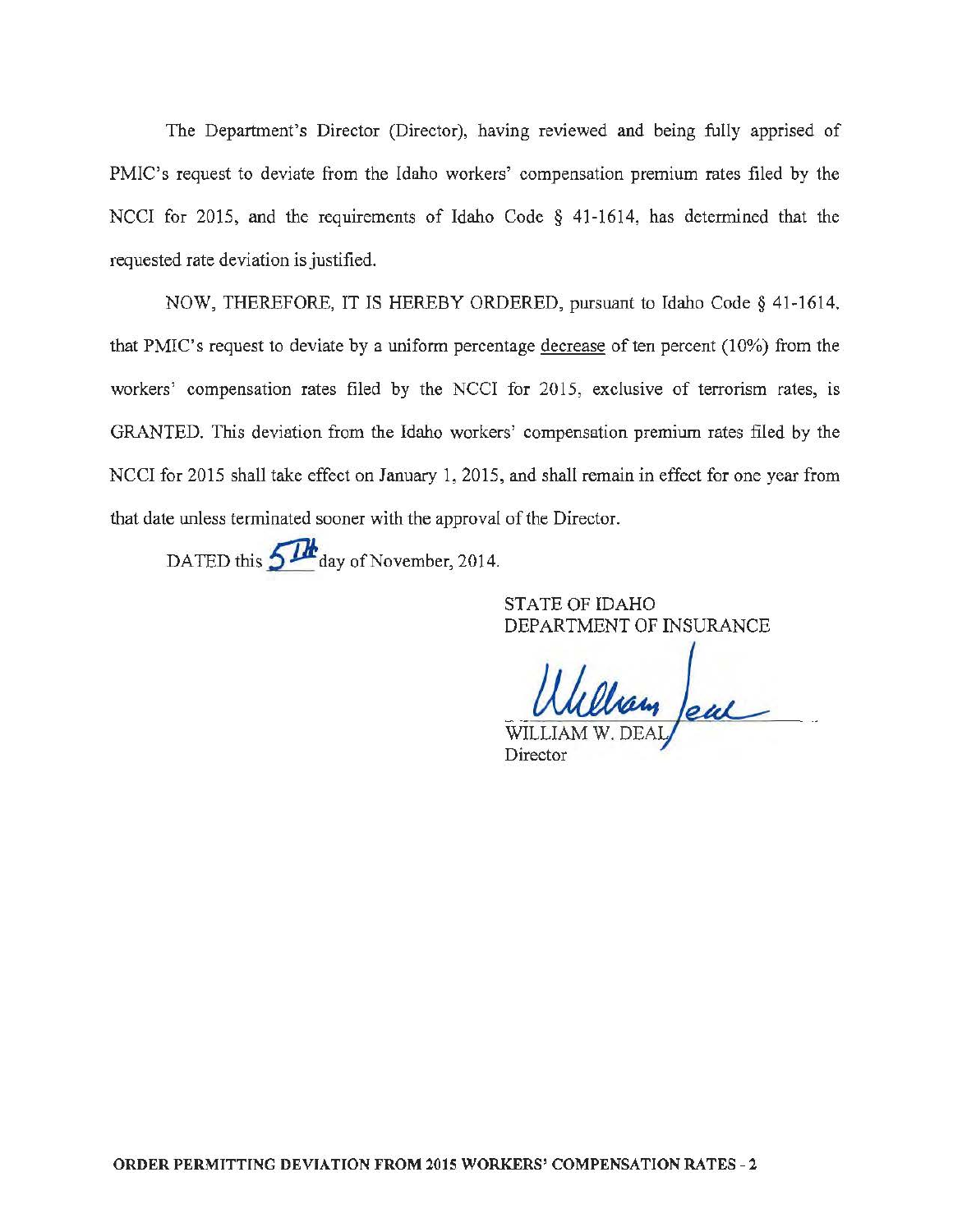The Department's Director (Director), having reviewed and being fully apprised of PMIC's request to deviate from the Idaho workers' compensation premium rates filed by the NCCI for 2015, and the requirements of Idaho Code § 41-1614, has determined that the requested rate deviation is justified.

NOW, THEREFORE, IT IS HEREBY ORDERED, pursuant to Idaho Code § 41-1614, that PMIC's request to deviate by a uniform percentage decrease of ten percent (10%) from the workers' compensation rates filed by the NCCI for 2015, exclusive of terrorism rates, is GRANTED. This deviation from the Idaho workers' compensation premium rates filed by the NCCI for 2015 shall take effect on January 1, 2015, and shall remain in effect for one year from that date unless terminated sooner with the approval of the Director.

DATED this 5th day of November, 2014.

STATE OF IDAHO
DEPARTMENT OF INSURANCE

WILLIAM W. DEAL
Director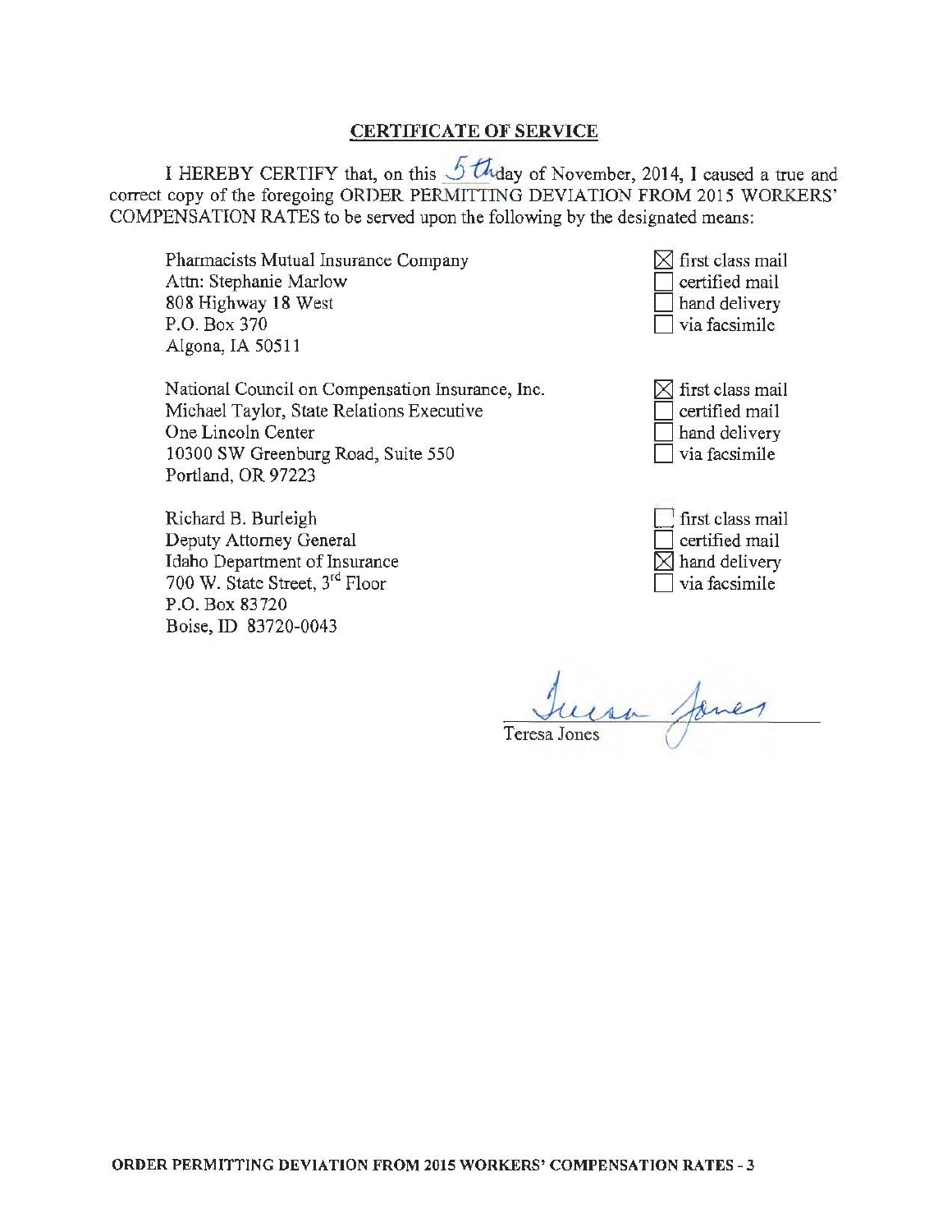## CERTIFICATE OF SERVICE

I HEREBY CERTIFY that, on this 5th day of November, 2014, I caused a true and correct copy of the foregoing ORDER PERMITTING DEVIATION FROM 2015 WORKERS' COMPENSATION RATES to be served upon the following by the designated means:

Pharmacists Mutual Insurance Company
Attn: Stephanie Marlow
808 Highway 18 West
P.O. Box 370
Algona, IA 50511

- [x] first class mail
- [ ] certified mail
- [ ] hand delivery
- [ ] via facsimile

National Council on Compensation Insurance, Inc.
Michael Taylor, State Relations Executive
One Lincoln Center
10300 SW Greenburg Road, Suite 550
Portland, OR 97223

- [x] first class mail
- [ ] certified mail
- [ ] hand delivery
- [ ] via facsimile

Richard B. Burleigh
Deputy Attorney General
Idaho Department of Insurance
700 W. State Street, 3rd Floor
P.O. Box 83720
Boise, ID 83720-0043

- [ ] first class mail
- [ ] certified mail
- [x] hand delivery
- [ ] via facsimile

Teresa Jones